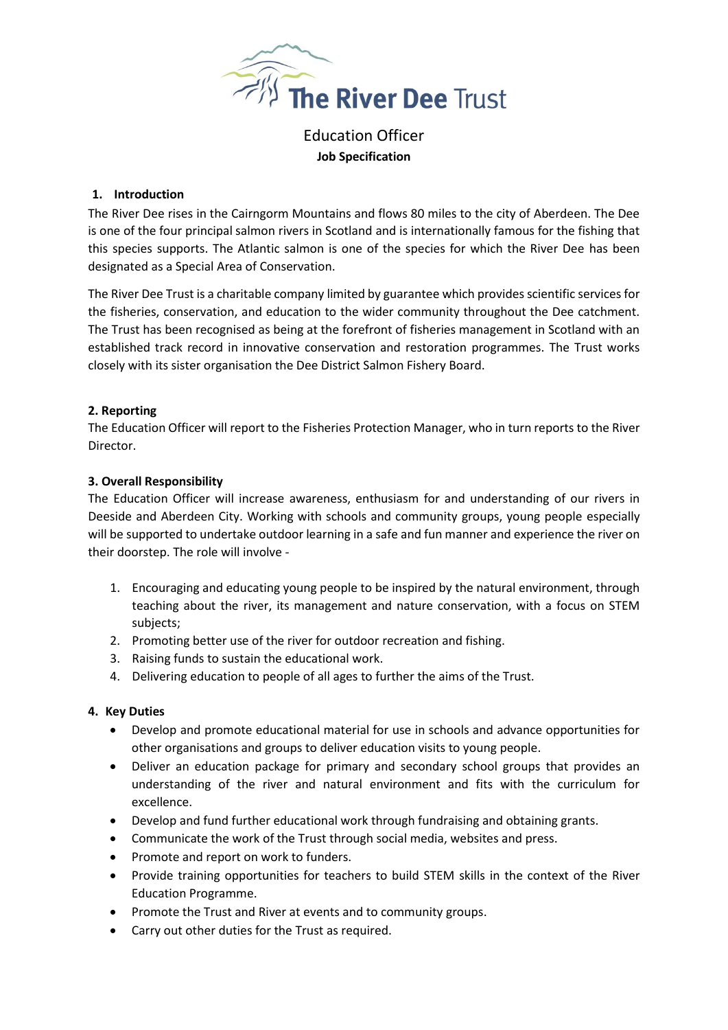The River Dee Trust

# Education Officer

**Job Specification**

## 1. Introduction

The River Dee rises in the Cairngorm Mountains and flows 80 miles to the city of Aberdeen. The Dee is one of the four principal salmon rivers in Scotland and is internationally famous for the fishing that this species supports. The Atlantic salmon is one of the species for which the River Dee has been designated as a Special Area of Conservation.

The River Dee Trust is a charitable company limited by guarantee which provides scientific services for the fisheries, conservation, and education to the wider community throughout the Dee catchment. The Trust has been recognised as being at the forefront of fisheries management in Scotland with an established track record in innovative conservation and restoration programmes. The Trust works closely with its sister organisation the Dee District Salmon Fishery Board.

## 2. Reporting

The Education Officer will report to the Fisheries Protection Manager, who in turn reports to the River Director.

## 3. Overall Responsibility

The Education Officer will increase awareness, enthusiasm for and understanding of our rivers in Deeside and Aberdeen City. Working with schools and community groups, young people especially will be supported to undertake outdoor learning in a safe and fun manner and experience the river on their doorstep. The role will involve -

1. Encouraging and educating young people to be inspired by the natural environment, through teaching about the river, its management and nature conservation, with a focus on STEM subjects;
2. Promoting better use of the river for outdoor recreation and fishing.
3. Raising funds to sustain the educational work.
4. Delivering education to people of all ages to further the aims of the Trust.

## 4. Key Duties

- Develop and promote educational material for use in schools and advance opportunities for other organisations and groups to deliver education visits to young people.
- Deliver an education package for primary and secondary school groups that provides an understanding of the river and natural environment and fits with the curriculum for excellence.
- Develop and fund further educational work through fundraising and obtaining grants.
- Communicate the work of the Trust through social media, websites and press.
- Promote and report on work to funders.
- Provide training opportunities for teachers to build STEM skills in the context of the River Education Programme.
- Promote the Trust and River at events and to community groups.
- Carry out other duties for the Trust as required.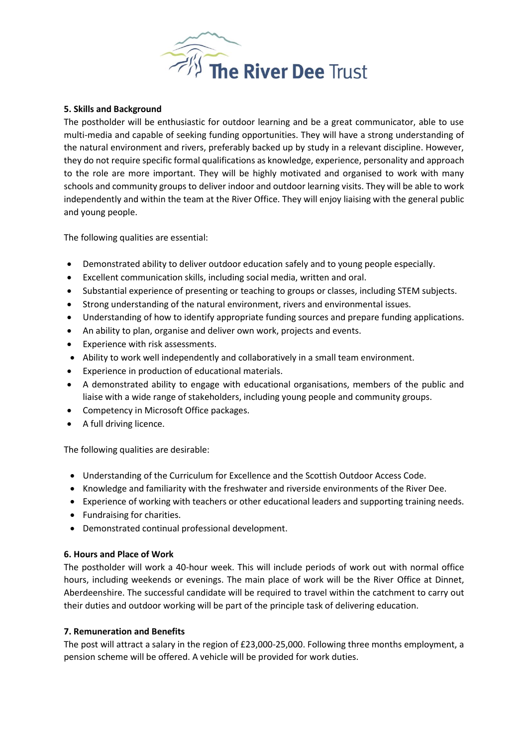### 5. Skills and Background

The postholder will be enthusiastic for outdoor learning and be a great communicator, able to use multi-media and capable of seeking funding opportunities. They will have a strong understanding of the natural environment and rivers, preferably backed up by study in a relevant discipline. However, they do not require specific formal qualifications as knowledge, experience, personality and approach to the role are more important. They will be highly motivated and organised to work with many schools and community groups to deliver indoor and outdoor learning visits. They will be able to work independently and within the team at the River Office. They will enjoy liaising with the general public and young people.

The following qualities are essential:

- Demonstrated ability to deliver outdoor education safely and to young people especially.
- Excellent communication skills, including social media, written and oral.
- Substantial experience of presenting or teaching to groups or classes, including STEM subjects.
- Strong understanding of the natural environment, rivers and environmental issues.
- Understanding of how to identify appropriate funding sources and prepare funding applications.
- An ability to plan, organise and deliver own work, projects and events.
- Experience with risk assessments.
- Ability to work well independently and collaboratively in a small team environment.
- Experience in production of educational materials.
- A demonstrated ability to engage with educational organisations, members of the public and liaise with a wide range of stakeholders, including young people and community groups.
- Competency in Microsoft Office packages.
- A full driving licence.

The following qualities are desirable:

- Understanding of the Curriculum for Excellence and the Scottish Outdoor Access Code.
- Knowledge and familiarity with the freshwater and riverside environments of the River Dee.
- Experience of working with teachers or other educational leaders and supporting training needs.
- Fundraising for charities.
- Demonstrated continual professional development.

### 6. Hours and Place of Work

The postholder will work a 40-hour week. This will include periods of work out with normal office hours, including weekends or evenings. The main place of work will be the River Office at Dinnet, Aberdeenshire. The successful candidate will be required to travel within the catchment to carry out their duties and outdoor working will be part of the principle task of delivering education.

### 7. Remuneration and Benefits

The post will attract a salary in the region of £23,000-25,000. Following three months employment, a pension scheme will be offered. A vehicle will be provided for work duties.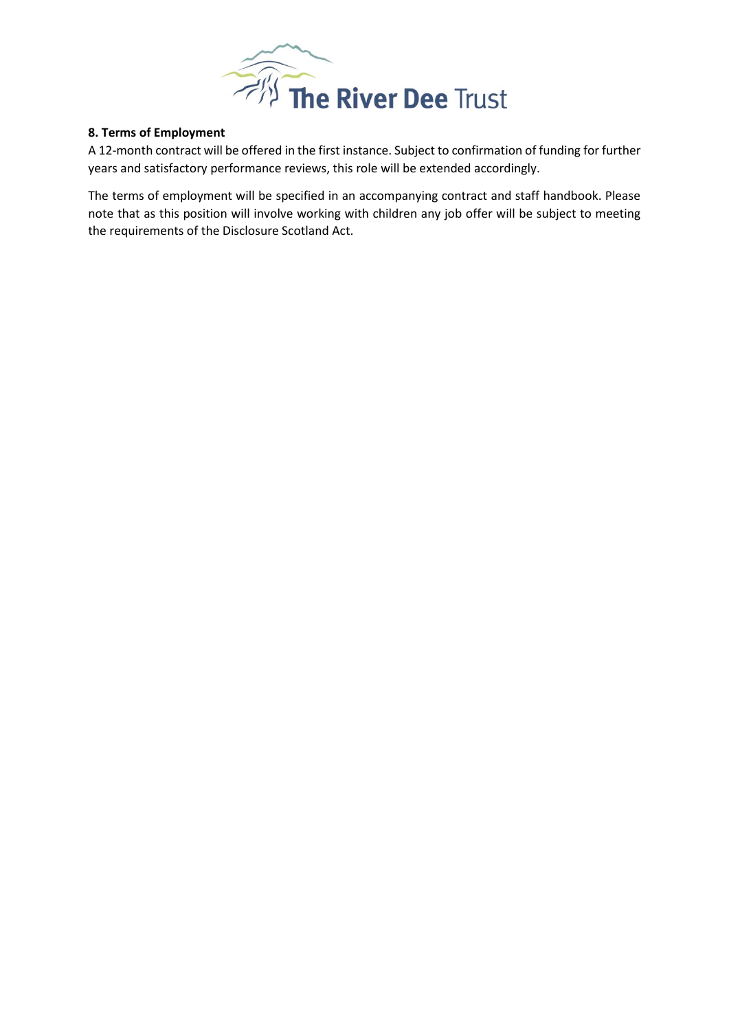**8. Terms of Employment**

A 12-month contract will be offered in the first instance. Subject to confirmation of funding for further years and satisfactory performance reviews, this role will be extended accordingly.

The terms of employment will be specified in an accompanying contract and staff handbook. Please note that as this position will involve working with children any job offer will be subject to meeting the requirements of the Disclosure Scotland Act.